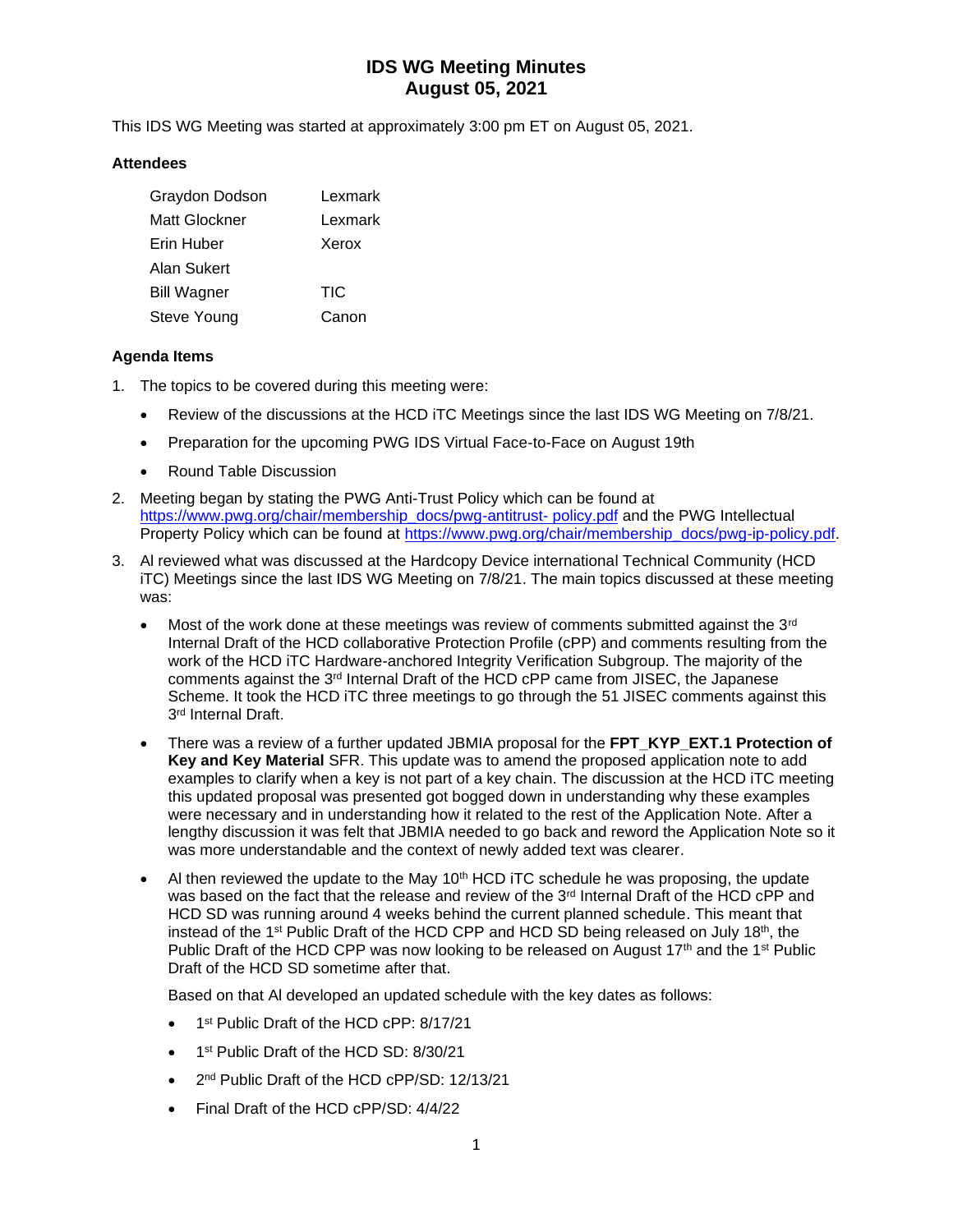# IDS WG Meeting Minutes
# August 05, 2021

This IDS WG Meeting was started at approximately 3:00 pm ET on August 05, 2021.

### Attendees

| | |
|---|---|
| Graydon Dodson | Lexmark |
| Matt Glockner | Lexmark |
| Erin Huber | Xerox |
| Alan Sukert | |
| Bill Wagner | TIC |
| Steve Young | Canon |

### Agenda Items

1. The topics to be covered during this meeting were:
   - Review of the discussions at the HCD iTC Meetings since the last IDS WG Meeting on 7/8/21.
   - Preparation for the upcoming PWG IDS Virtual Face-to-Face on August 19th
   - Round Table Discussion
2. Meeting began by stating the PWG Anti-Trust Policy which can be found at https://www.pwg.org/chair/membership_docs/pwg-antitrust- policy.pdf and the PWG Intellectual Property Policy which can be found at https://www.pwg.org/chair/membership_docs/pwg-ip-policy.pdf.
3. Al reviewed what was discussed at the Hardcopy Device international Technical Community (HCD iTC) Meetings since the last IDS WG Meeting on 7/8/21. The main topics discussed at these meeting was:
   - Most of the work done at these meetings was review of comments submitted against the 3rd Internal Draft of the HCD collaborative Protection Profile (cPP) and comments resulting from the work of the HCD iTC Hardware-anchored Integrity Verification Subgroup. The majority of the comments against the 3rd Internal Draft of the HCD cPP came from JISEC, the Japanese Scheme. It took the HCD iTC three meetings to go through the 51 JISEC comments against this 3rd Internal Draft.
   - There was a review of a further updated JBMIA proposal for the **FPT_KYP_EXT.1 Protection of Key and Key Material** SFR. This update was to amend the proposed application note to add examples to clarify when a key is not part of a key chain. The discussion at the HCD iTC meeting this updated proposal was presented got bogged down in understanding why these examples were necessary and in understanding how it related to the rest of the Application Note. After a lengthy discussion it was felt that JBMIA needed to go back and reword the Application Note so it was more understandable and the context of newly added text was clearer.
   - Al then reviewed the update to the May 10th HCD iTC schedule he was proposing, the update was based on the fact that the release and review of the 3rd Internal Draft of the HCD cPP and HCD SD was running around 4 weeks behind the current planned schedule. This meant that instead of the 1st Public Draft of the HCD CPP and HCD SD being released on July 18th, the Public Draft of the HCD CPP was now looking to be released on August 17th and the 1st Public Draft of the HCD SD sometime after that.

     Based on that Al developed an updated schedule with the key dates as follows:

     - 1st Public Draft of the HCD cPP: 8/17/21
     - 1st Public Draft of the HCD SD: 8/30/21
     - 2nd Public Draft of the HCD cPP/SD: 12/13/21
     - Final Draft of the HCD cPP/SD: 4/4/22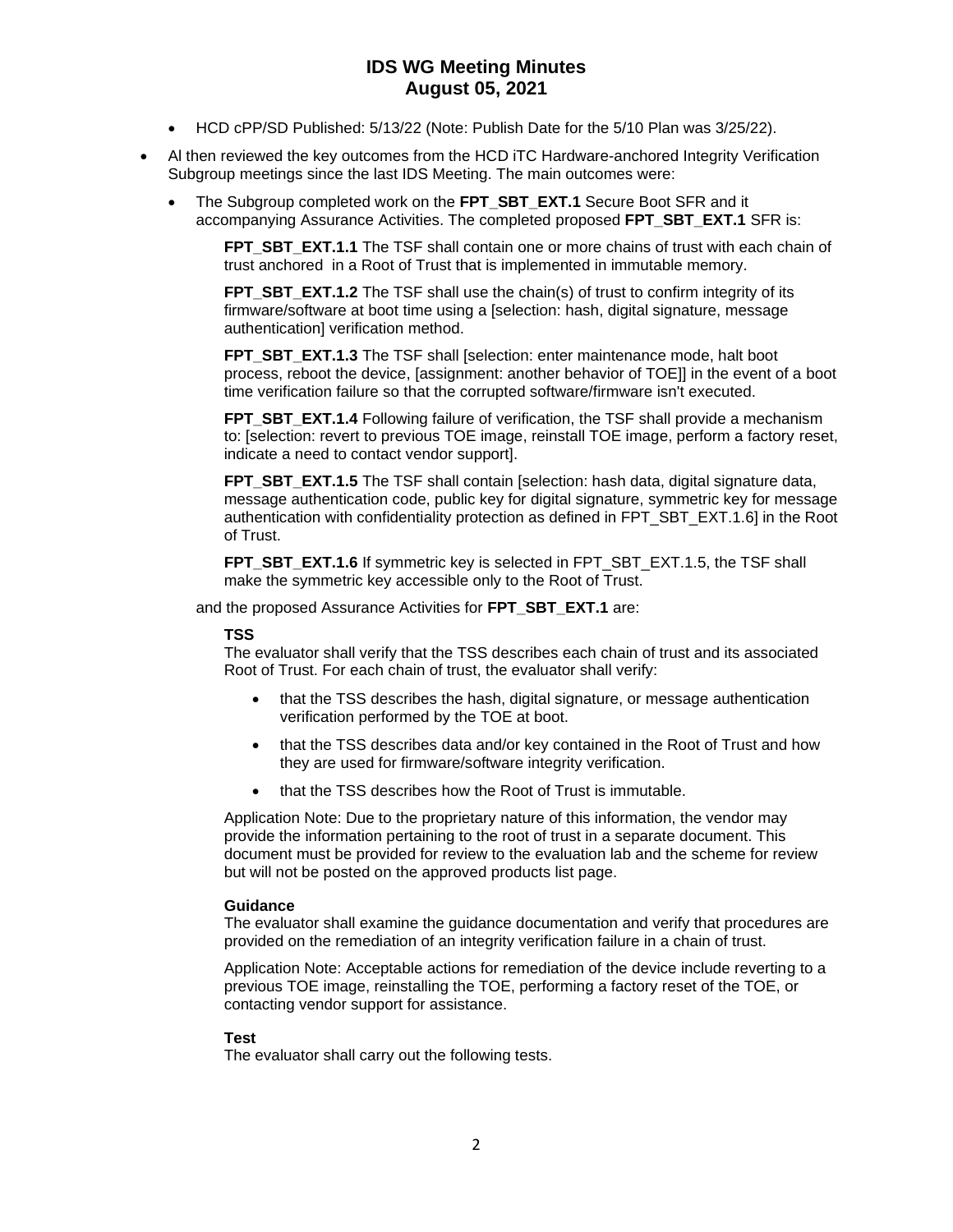- HCD cPP/SD Published: 5/13/22 (Note: Publish Date for the 5/10 Plan was 3/25/22).

- Al then reviewed the key outcomes from the HCD iTC Hardware-anchored Integrity Verification Subgroup meetings since the last IDS Meeting. The main outcomes were:
  - The Subgroup completed work on the **FPT_SBT_EXT.1** Secure Boot SFR and it accompanying Assurance Activities. The completed proposed **FPT_SBT_EXT.1** SFR is:

    **FPT_SBT_EXT.1.1** The TSF shall contain one or more chains of trust with each chain of trust anchored in a Root of Trust that is implemented in immutable memory.

    **FPT_SBT_EXT.1.2** The TSF shall use the chain(s) of trust to confirm integrity of its firmware/software at boot time using a [selection: hash, digital signature, message authentication] verification method.

    **FPT_SBT_EXT.1.3** The TSF shall [selection: enter maintenance mode, halt boot process, reboot the device, [assignment: another behavior of TOE]] in the event of a boot time verification failure so that the corrupted software/firmware isn't executed.

    **FPT_SBT_EXT.1.4** Following failure of verification, the TSF shall provide a mechanism to: [selection: revert to previous TOE image, reinstall TOE image, perform a factory reset, indicate a need to contact vendor support].

    **FPT_SBT_EXT.1.5** The TSF shall contain [selection: hash data, digital signature data, message authentication code, public key for digital signature, symmetric key for message authentication with confidentiality protection as defined in FPT_SBT_EXT.1.6] in the Root of Trust.

    **FPT_SBT_EXT.1.6** If symmetric key is selected in FPT_SBT_EXT.1.5, the TSF shall make the symmetric key accessible only to the Root of Trust.

    and the proposed Assurance Activities for **FPT_SBT_EXT.1** are:

    **TSS**
    The evaluator shall verify that the TSS describes each chain of trust and its associated Root of Trust. For each chain of trust, the evaluator shall verify:

    - that the TSS describes the hash, digital signature, or message authentication verification performed by the TOE at boot.
    - that the TSS describes data and/or key contained in the Root of Trust and how they are used for firmware/software integrity verification.
    - that the TSS describes how the Root of Trust is immutable.

    Application Note: Due to the proprietary nature of this information, the vendor may provide the information pertaining to the root of trust in a separate document. This document must be provided for review to the evaluation lab and the scheme for review but will not be posted on the approved products list page.

    **Guidance**
    The evaluator shall examine the guidance documentation and verify that procedures are provided on the remediation of an integrity verification failure in a chain of trust.

    Application Note: Acceptable actions for remediation of the device include reverting to a previous TOE image, reinstalling the TOE, performing a factory reset of the TOE, or contacting vendor support for assistance.

    **Test**
    The evaluator shall carry out the following tests.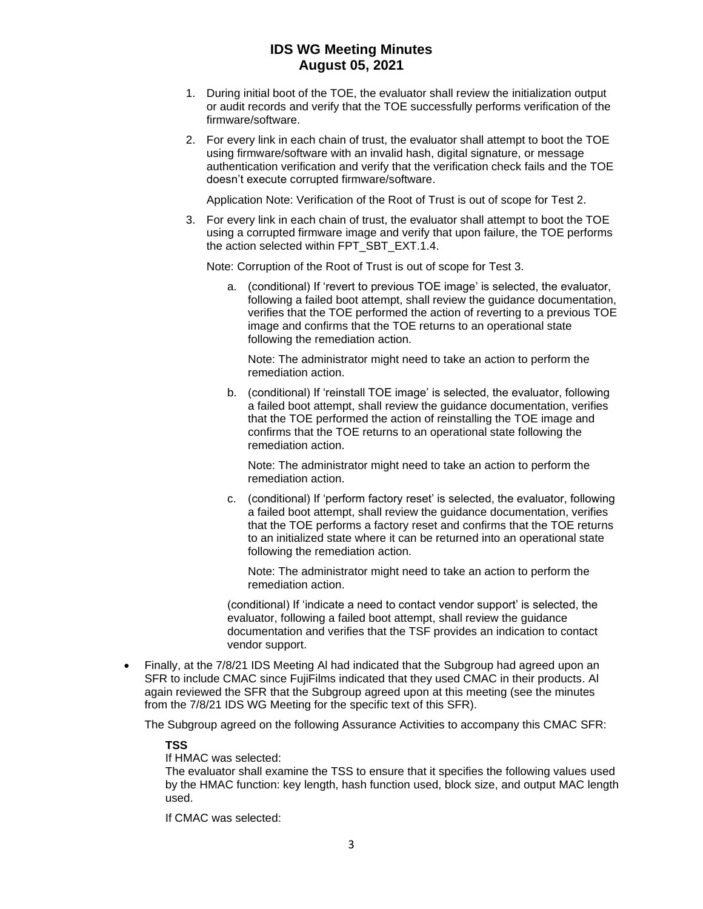1. During initial boot of the TOE, the evaluator shall review the initialization output or audit records and verify that the TOE successfully performs verification of the firmware/software.
2. For every link in each chain of trust, the evaluator shall attempt to boot the TOE using firmware/software with an invalid hash, digital signature, or message authentication verification and verify that the verification check fails and the TOE doesn't execute corrupted firmware/software.

   Application Note: Verification of the Root of Trust is out of scope for Test 2.
3. For every link in each chain of trust, the evaluator shall attempt to boot the TOE using a corrupted firmware image and verify that upon failure, the TOE performs the action selected within FPT_SBT_EXT.1.4.

   Note: Corruption of the Root of Trust is out of scope for Test 3.

   a. (conditional) If 'revert to previous TOE image' is selected, the evaluator, following a failed boot attempt, shall review the guidance documentation, verifies that the TOE performed the action of reverting to a previous TOE image and confirms that the TOE returns to an operational state following the remediation action.

      Note: The administrator might need to take an action to perform the remediation action.

   b. (conditional) If 'reinstall TOE image' is selected, the evaluator, following a failed boot attempt, shall review the guidance documentation, verifies that the TOE performed the action of reinstalling the TOE image and confirms that the TOE returns to an operational state following the remediation action.

      Note: The administrator might need to take an action to perform the remediation action.

   c. (conditional) If 'perform factory reset' is selected, the evaluator, following a failed boot attempt, shall review the guidance documentation, verifies that the TOE performs a factory reset and confirms that the TOE returns to an initialized state where it can be returned into an operational state following the remediation action.

      Note: The administrator might need to take an action to perform the remediation action.

   (conditional) If 'indicate a need to contact vendor support' is selected, the evaluator, following a failed boot attempt, shall review the guidance documentation and verifies that the TSF provides an indication to contact vendor support.

- Finally, at the 7/8/21 IDS Meeting Al had indicated that the Subgroup had agreed upon an SFR to include CMAC since FujiFilms indicated that they used CMAC in their products. Al again reviewed the SFR that the Subgroup agreed upon at this meeting (see the minutes from the 7/8/21 IDS WG Meeting for the specific text of this SFR).

  The Subgroup agreed on the following Assurance Activities to accompany this CMAC SFR:

  **TSS**

  If HMAC was selected:

  The evaluator shall examine the TSS to ensure that it specifies the following values used by the HMAC function: key length, hash function used, block size, and output MAC length used.

  If CMAC was selected: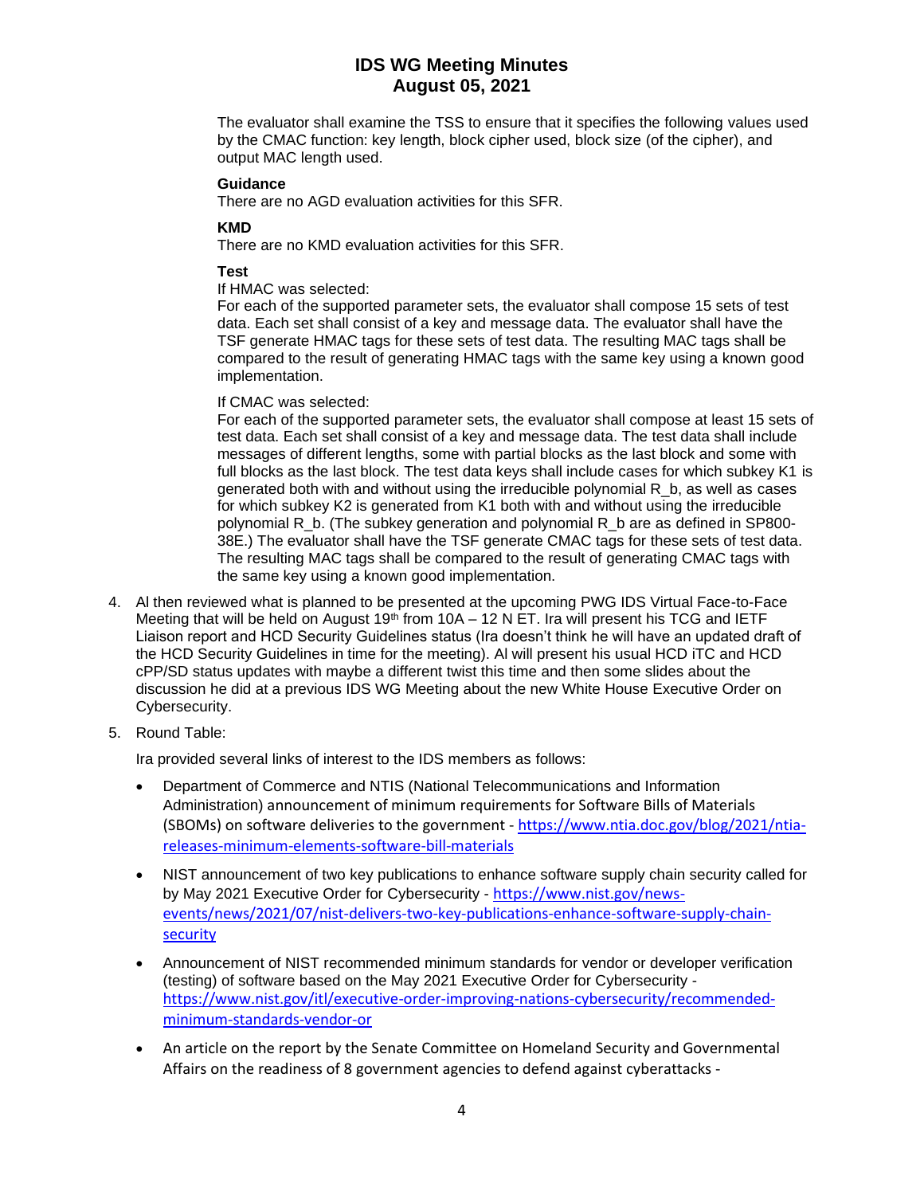The evaluator shall examine the TSS to ensure that it specifies the following values used by the CMAC function: key length, block cipher used, block size (of the cipher), and output MAC length used.

**Guidance**

There are no AGD evaluation activities for this SFR.

**KMD**

There are no KMD evaluation activities for this SFR.

**Test**

If HMAC was selected:

For each of the supported parameter sets, the evaluator shall compose 15 sets of test data. Each set shall consist of a key and message data. The evaluator shall have the TSF generate HMAC tags for these sets of test data. The resulting MAC tags shall be compared to the result of generating HMAC tags with the same key using a known good implementation.

If CMAC was selected:

For each of the supported parameter sets, the evaluator shall compose at least 15 sets of test data. Each set shall consist of a key and message data. The test data shall include messages of different lengths, some with partial blocks as the last block and some with full blocks as the last block. The test data keys shall include cases for which subkey K1 is generated both with and without using the irreducible polynomial R_b, as well as cases for which subkey K2 is generated from K1 both with and without using the irreducible polynomial R_b. (The subkey generation and polynomial R_b are as defined in SP800-38E.) The evaluator shall have the TSF generate CMAC tags for these sets of test data. The resulting MAC tags shall be compared to the result of generating CMAC tags with the same key using a known good implementation.

4. Al then reviewed what is planned to be presented at the upcoming PWG IDS Virtual Face-to-Face Meeting that will be held on August 19th from 10A – 12 N ET. Ira will present his TCG and IETF Liaison report and HCD Security Guidelines status (Ira doesn't think he will have an updated draft of the HCD Security Guidelines in time for the meeting). Al will present his usual HCD iTC and HCD cPP/SD status updates with maybe a different twist this time and then some slides about the discussion he did at a previous IDS WG Meeting about the new White House Executive Order on Cybersecurity.

5. Round Table:

   Ira provided several links of interest to the IDS members as follows:

   - Department of Commerce and NTIS (National Telecommunications and Information Administration) announcement of minimum requirements for Software Bills of Materials (SBOMs) on software deliveries to the government - https://www.ntia.doc.gov/blog/2021/ntia-releases-minimum-elements-software-bill-materials
   - NIST announcement of two key publications to enhance software supply chain security called for by May 2021 Executive Order for Cybersecurity - https://www.nist.gov/news-events/news/2021/07/nist-delivers-two-key-publications-enhance-software-supply-chain-security
   - Announcement of NIST recommended minimum standards for vendor or developer verification (testing) of software based on the May 2021 Executive Order for Cybersecurity - https://www.nist.gov/itl/executive-order-improving-nations-cybersecurity/recommended-minimum-standards-vendor-or
   - An article on the report by the Senate Committee on Homeland Security and Governmental Affairs on the readiness of 8 government agencies to defend against cyberattacks -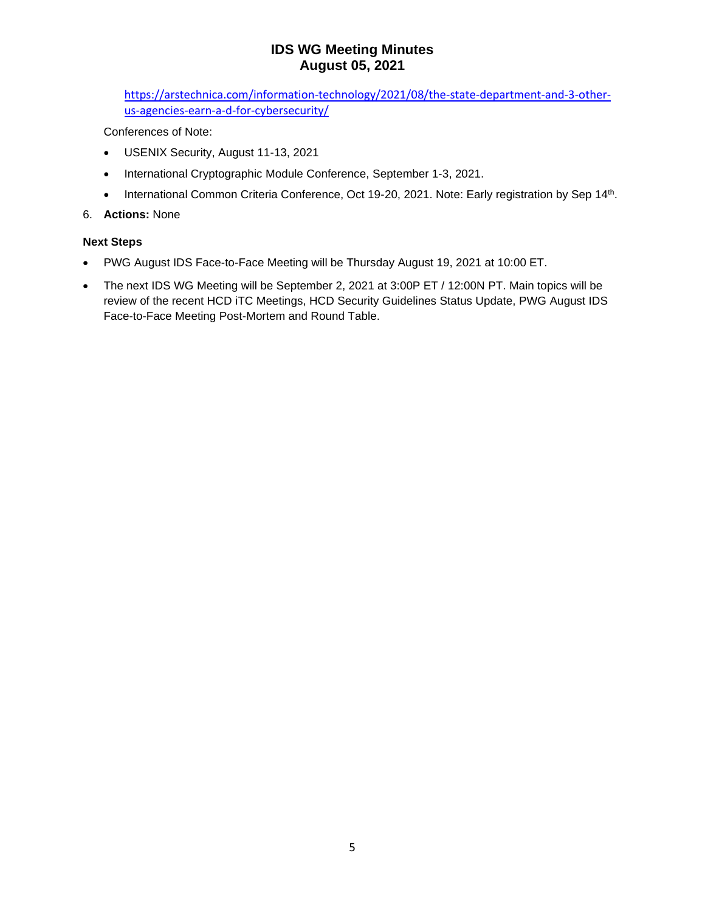https://arstechnica.com/information-technology/2021/08/the-state-department-and-3-other-us-agencies-earn-a-d-for-cybersecurity/

Conferences of Note:

- USENIX Security, August 11-13, 2021
- International Cryptographic Module Conference, September 1-3, 2021.
- International Common Criteria Conference, Oct 19-20, 2021. Note: Early registration by Sep 14th.

6. **Actions:** None

**Next Steps**

- PWG August IDS Face-to-Face Meeting will be Thursday August 19, 2021 at 10:00 ET.
- The next IDS WG Meeting will be September 2, 2021 at 3:00P ET / 12:00N PT. Main topics will be review of the recent HCD iTC Meetings, HCD Security Guidelines Status Update, PWG August IDS Face-to-Face Meeting Post-Mortem and Round Table.